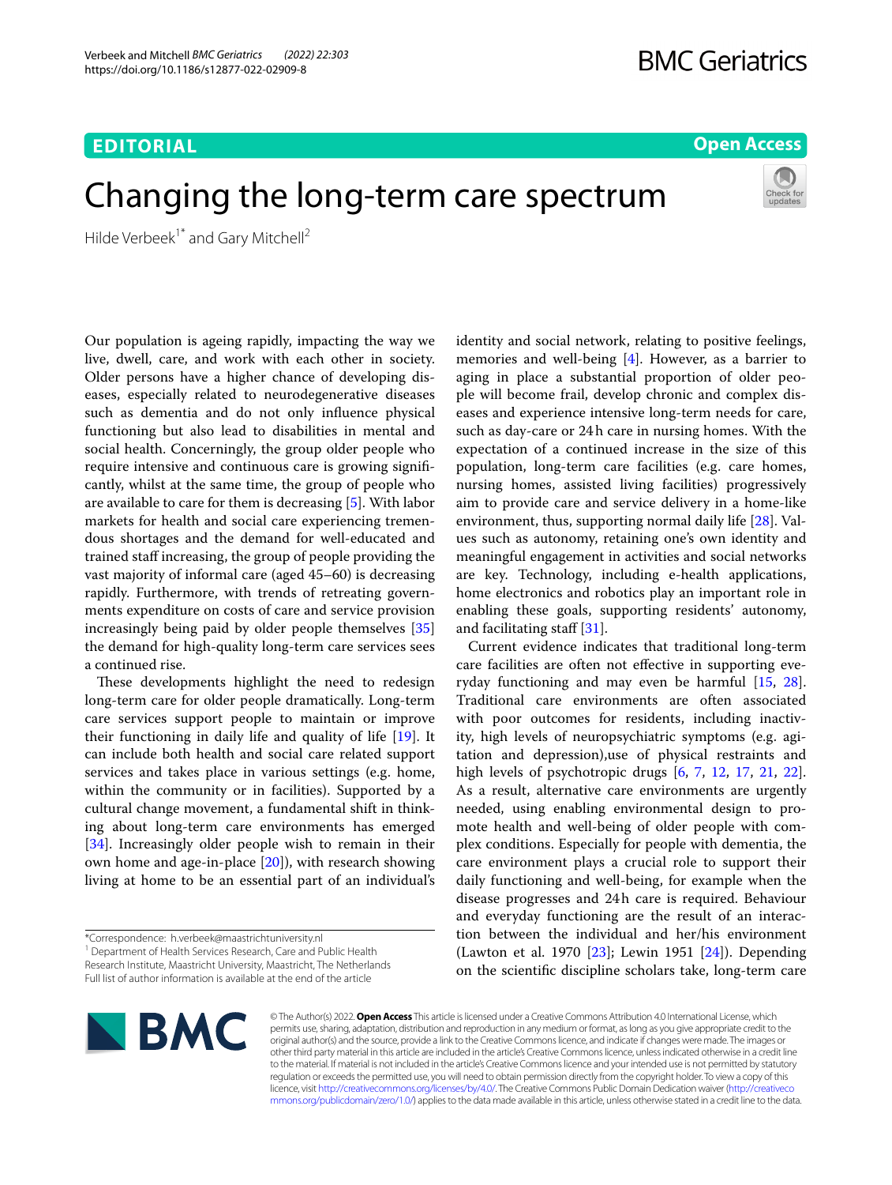EDITORIAL

Open Access

# Changing the long-term care spectrum

Hilde Verbeek[1*] and Gary Mitchell[2]

Our population is ageing rapidly, impacting the way we live, dwell, care, and work with each other in society. Older persons have a higher chance of developing diseases, especially related to neurodegenerative diseases such as dementia and do not only influence physical functioning but also lead to disabilities in mental and social health. Concerningly, the group older people who require intensive and continuous care is growing significantly, whilst at the same time, the group of people who are available to care for them is decreasing [5]. With labor markets for health and social care experiencing tremendous shortages and the demand for well-educated and trained staff increasing, the group of people providing the vast majority of informal care (aged 45–60) is decreasing rapidly. Furthermore, with trends of retreating governments expenditure on costs of care and service provision increasingly being paid by older people themselves [35] the demand for high-quality long-term care services sees a continued rise.

These developments highlight the need to redesign long-term care for older people dramatically. Long-term care services support people to maintain or improve their functioning in daily life and quality of life [19]. It can include both health and social care related support services and takes place in various settings (e.g. home, within the community or in facilities). Supported by a cultural change movement, a fundamental shift in thinking about long-term care environments has emerged [34]. Increasingly older people wish to remain in their own home and age-in-place [20]), with research showing living at home to be an essential part of an individual's identity and social network, relating to positive feelings, memories and well-being [4]. However, as a barrier to aging in place a substantial proportion of older people will become frail, develop chronic and complex diseases and experience intensive long-term needs for care, such as day-care or 24 h care in nursing homes. With the expectation of a continued increase in the size of this population, long-term care facilities (e.g. care homes, nursing homes, assisted living facilities) progressively aim to provide care and service delivery in a home-like environment, thus, supporting normal daily life [28]. Values such as autonomy, retaining one's own identity and meaningful engagement in activities and social networks are key. Technology, including e-health applications, home electronics and robotics play an important role in enabling these goals, supporting residents' autonomy, and facilitating staff [31].

Current evidence indicates that traditional long-term care facilities are often not effective in supporting everyday functioning and may even be harmful [15, 28]. Traditional care environments are often associated with poor outcomes for residents, including inactivity, high levels of neuropsychiatric symptoms (e.g. agitation and depression),use of physical restraints and high levels of psychotropic drugs [6, 7, 12, 17, 21, 22]. As a result, alternative care environments are urgently needed, using enabling environmental design to promote health and well-being of older people with complex conditions. Especially for people with dementia, the care environment plays a crucial role to support their daily functioning and well-being, for example when the disease progresses and 24 h care is required. Behaviour and everyday functioning are the result of an interaction between the individual and her/his environment (Lawton et al. 1970 [23]; Lewin 1951 [24]). Depending on the scientific discipline scholars take, long-term care

*Correspondence: h.verbeek@maastrichtuniversity.nl
[1] Department of Health Services Research, Care and Public Health Research Institute, Maastricht University, Maastricht, The Netherlands
Full list of author information is available at the end of the article

© The Author(s) 2022. **Open Access** This article is licensed under a Creative Commons Attribution 4.0 International License, which permits use, sharing, adaptation, distribution and reproduction in any medium or format, as long as you give appropriate credit to the original author(s) and the source, provide a link to the Creative Commons licence, and indicate if changes were made. The images or other third party material in this article are included in the article's Creative Commons licence, unless indicated otherwise in a credit line to the material. If material is not included in the article's Creative Commons licence and your intended use is not permitted by statutory regulation or exceeds the permitted use, you will need to obtain permission directly from the copyright holder. To view a copy of this licence, visit http://creativecommons.org/licenses/by/4.0/. The Creative Commons Public Domain Dedication waiver (http://creativecommons.org/publicdomain/zero/1.0/) applies to the data made available in this article, unless otherwise stated in a credit line to the data.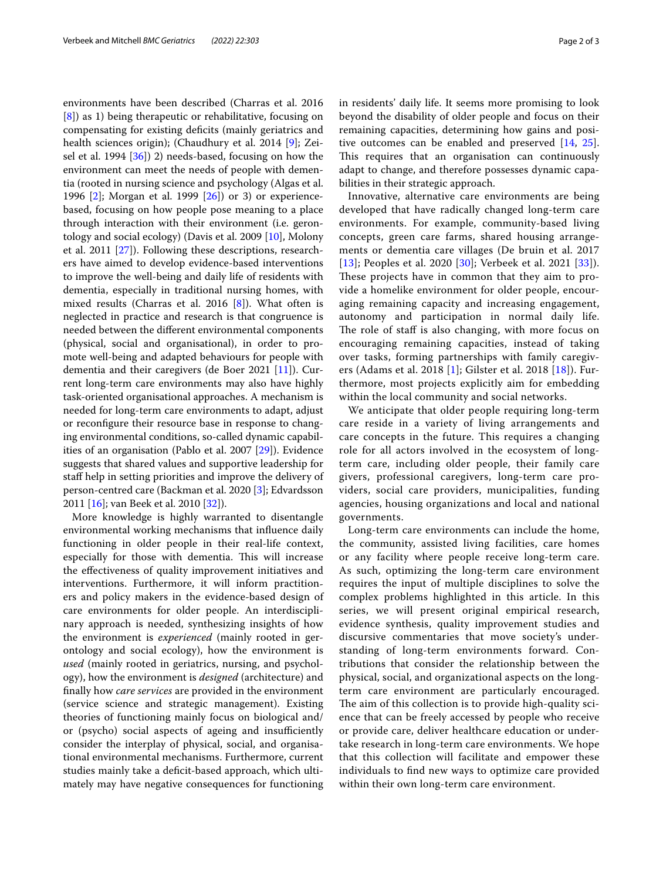environments have been described (Charras et al. 2016 [8]) as 1) being therapeutic or rehabilitative, focusing on compensating for existing deficits (mainly geriatrics and health sciences origin); (Chaudhury et al. 2014 [9]; Zeisel et al. 1994 [36]) 2) needs-based, focusing on how the environment can meet the needs of people with dementia (rooted in nursing science and psychology (Algas et al. 1996 [2]; Morgan et al. 1999 [26]) or 3) or experience-based, focusing on how people pose meaning to a place through interaction with their environment (i.e. gerontology and social ecology) (Davis et al. 2009 [10], Molony et al. 2011 [27]). Following these descriptions, researchers have aimed to develop evidence-based interventions to improve the well-being and daily life of residents with dementia, especially in traditional nursing homes, with mixed results (Charras et al. 2016 [8]). What often is neglected in practice and research is that congruence is needed between the different environmental components (physical, social and organisational), in order to promote well-being and adapted behaviours for people with dementia and their caregivers (de Boer 2021 [11]). Current long-term care environments may also have highly task-oriented organisational approaches. A mechanism is needed for long-term care environments to adapt, adjust or reconfigure their resource base in response to changing environmental conditions, so-called dynamic capabilities of an organisation (Pablo et al. 2007 [29]). Evidence suggests that shared values and supportive leadership for staff help in setting priorities and improve the delivery of person-centred care (Backman et al. 2020 [3]; Edvardsson 2011 [16]; van Beek et al. 2010 [32]).

More knowledge is highly warranted to disentangle environmental working mechanisms that influence daily functioning in older people in their real-life context, especially for those with dementia. This will increase the effectiveness of quality improvement initiatives and interventions. Furthermore, it will inform practitioners and policy makers in the evidence-based design of care environments for older people. An interdisciplinary approach is needed, synthesizing insights of how the environment is *experienced* (mainly rooted in gerontology and social ecology), how the environment is *used* (mainly rooted in geriatrics, nursing, and psychology), how the environment is *designed* (architecture) and finally how *care services* are provided in the environment (service science and strategic management). Existing theories of functioning mainly focus on biological and/or (psycho) social aspects of ageing and insufficiently consider the interplay of physical, social, and organisational environmental mechanisms. Furthermore, current studies mainly take a deficit-based approach, which ultimately may have negative consequences for functioning in residents' daily life. It seems more promising to look beyond the disability of older people and focus on their remaining capacities, determining how gains and positive outcomes can be enabled and preserved [14, 25]. This requires that an organisation can continuously adapt to change, and therefore possesses dynamic capabilities in their strategic approach.

Innovative, alternative care environments are being developed that have radically changed long-term care environments. For example, community-based living concepts, green care farms, shared housing arrangements or dementia care villages (De bruin et al. 2017 [13]; Peoples et al. 2020 [30]; Verbeek et al. 2021 [33]). These projects have in common that they aim to provide a homelike environment for older people, encouraging remaining capacity and increasing engagement, autonomy and participation in normal daily life. The role of staff is also changing, with more focus on encouraging remaining capacities, instead of taking over tasks, forming partnerships with family caregivers (Adams et al. 2018 [1]; Gilster et al. 2018 [18]). Furthermore, most projects explicitly aim for embedding within the local community and social networks.

We anticipate that older people requiring long-term care reside in a variety of living arrangements and care concepts in the future. This requires a changing role for all actors involved in the ecosystem of long-term care, including older people, their family care givers, professional caregivers, long-term care providers, social care providers, municipalities, funding agencies, housing organizations and local and national governments.

Long-term care environments can include the home, the community, assisted living facilities, care homes or any facility where people receive long-term care. As such, optimizing the long-term care environment requires the input of multiple disciplines to solve the complex problems highlighted in this article. In this series, we will present original empirical research, evidence synthesis, quality improvement studies and discursive commentaries that move society's understanding of long-term environments forward. Contributions that consider the relationship between the physical, social, and organizational aspects on the long-term care environment are particularly encouraged. The aim of this collection is to provide high-quality science that can be freely accessed by people who receive or provide care, deliver healthcare education or undertake research in long-term care environments. We hope that this collection will facilitate and empower these individuals to find new ways to optimize care provided within their own long-term care environment.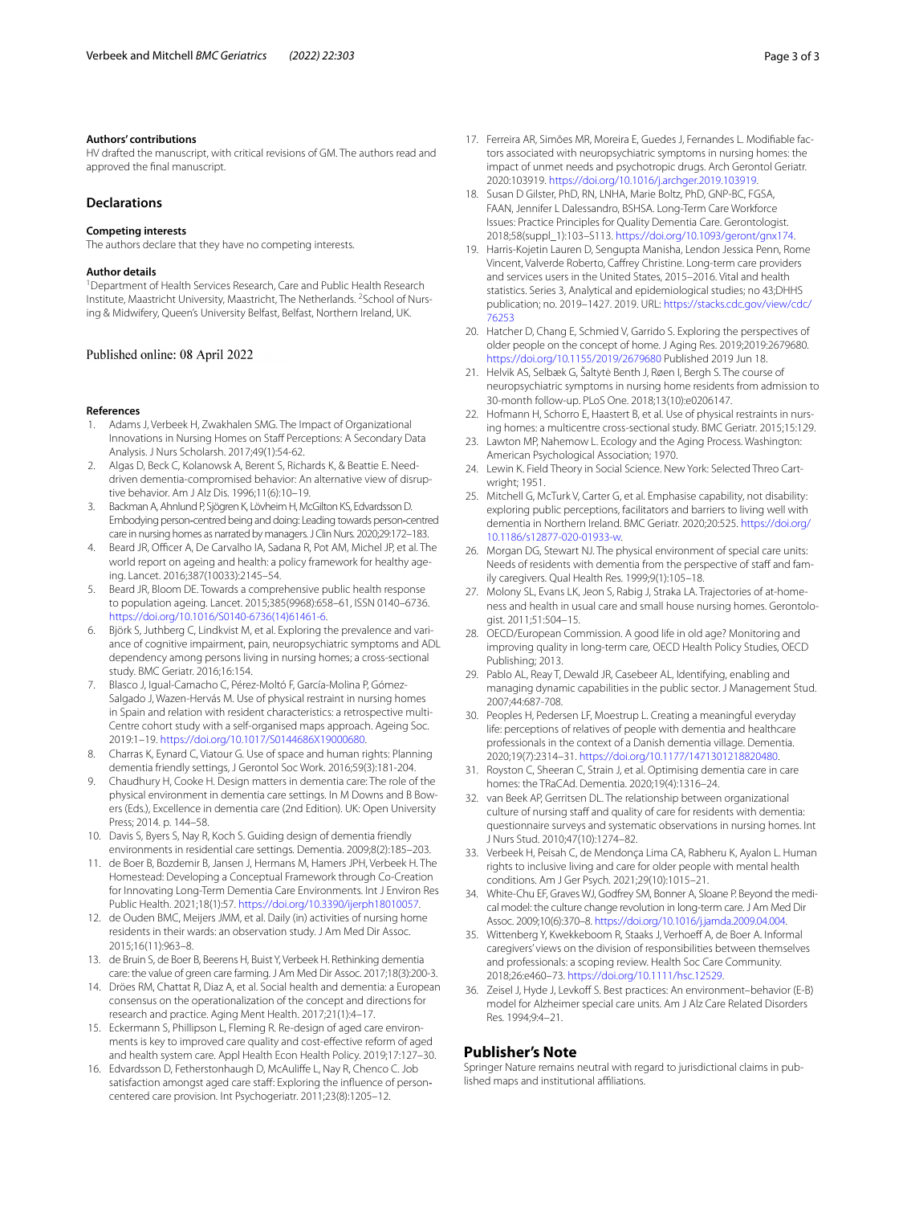**Authors' contributions**

HV drafted the manuscript, with critical revisions of GM. The authors read and approved the final manuscript.

## Declarations

**Competing interests**

The authors declare that they have no competing interests.

**Author details**

[1]Department of Health Services Research, Care and Public Health Research Institute, Maastricht University, Maastricht, The Netherlands. [2]School of Nursing & Midwifery, Queen's University Belfast, Belfast, Northern Ireland, UK.

Published online: 08 April 2022

**References**

1. Adams J, Verbeek H, Zwakhalen SMG. The Impact of Organizational Innovations in Nursing Homes on Staff Perceptions: A Secondary Data Analysis. J Nurs Scholarsh. 2017;49(1):54-62.
2. Algas D, Beck C, Kolanowsk A, Berent S, Richards K, & Beattie E. Need-driven dementia-compromised behavior: An alternative view of disruptive behavior. Am J Alz Dis. 1996;11(6):10–19.
3. Backman A, Ahnlund P, Sjögren K, Lövheim H, McGilton KS, Edvardsson D. Embodying person-centred being and doing: Leading towards person-centred care in nursing homes as narrated by managers. J Clin Nurs. 2020;29:172–183.
4. Beard JR, Officer A, De Carvalho IA, Sadana R, Pot AM, Michel JP, et al. The world report on ageing and health: a policy framework for healthy ageing. Lancet. 2016;387(10033):2145–54.
5. Beard JR, Bloom DE. Towards a comprehensive public health response to population ageing. Lancet. 2015;385(9968):658–61, ISSN 0140–6736. https://doi.org/10.1016/S0140-6736(14)61461-6.
6. Björk S, Juthberg C, Lindkvist M, et al. Exploring the prevalence and variance of cognitive impairment, pain, neuropsychiatric symptoms and ADL dependency among persons living in nursing homes; a cross-sectional study. BMC Geriatr. 2016;16:154.
7. Blasco J, Igual-Camacho C, Pérez-Moltó F, García-Molina P, Gómez-Salgado J, Wazen-Hervás M. Use of physical restraint in nursing homes in Spain and relation with resident characteristics: a retrospective multi-Centre cohort study with a self-organised maps approach. Ageing Soc. 2019:1–19. https://doi.org/10.1017/S0144686X19000680.
8. Charras K, Eynard C, Viatour G. Use of space and human rights: Planning dementia friendly settings, J Gerontol Soc Work. 2016;59(3):181-204.
9. Chaudhury H, Cooke H. Design matters in dementia care: The role of the physical environment in dementia care settings. In M Downs and B Bowers (Eds.), Excellence in dementia care (2nd Edition). UK: Open University Press; 2014. p. 144–58.
10. Davis S, Byers S, Nay R, Koch S. Guiding design of dementia friendly environments in residential care settings. Dementia. 2009;8(2):185–203.
11. de Boer B, Bozdemir B, Jansen J, Hermans M, Hamers JPH, Verbeek H. The Homestead: Developing a Conceptual Framework through Co-Creation for Innovating Long-Term Dementia Care Environments. Int J Environ Res Public Health. 2021;18(1):57. https://doi.org/10.3390/ijerph18010057.
12. de Ouden BMC, Meijers JMM, et al. Daily (in) activities of nursing home residents in their wards: an observation study. J Am Med Dir Assoc. 2015;16(11):963–8.
13. de Bruin S, de Boer B, Beerens H, Buist Y, Verbeek H. Rethinking dementia care: the value of green care farming. J Am Med Dir Assoc. 2017;18(3):200-3.
14. Dröes RM, Chattat R, Diaz A, et al. Social health and dementia: a European consensus on the operationalization of the concept and directions for research and practice. Aging Ment Health. 2017;21(1):4–17.
15. Eckermann S, Phillipson L, Fleming R. Re-design of aged care environments is key to improved care quality and cost-effective reform of aged and health system care. Appl Health Econ Health Policy. 2019;17:127–30.
16. Edvardsson D, Fetherstonhaugh D, McAuliffe L, Nay R, Chenco C. Job satisfaction amongst aged care staff: Exploring the influence of person-centered care provision. Int Psychogeriatr. 2011;23(8):1205–12.
17. Ferreira AR, Simões MR, Moreira E, Guedes J, Fernandes L. Modifiable factors associated with neuropsychiatric symptoms in nursing homes: the impact of unmet needs and psychotropic drugs. Arch Gerontol Geriatr. 2020:103919. https://doi.org/10.1016/j.archger.2019.103919.
18. Susan D Gilster, PhD, RN, LNHA, Marie Boltz, PhD, GNP-BC, FGSA, FAAN, Jennifer L Dalessandro, BSHSA. Long-Term Care Workforce Issues: Practice Principles for Quality Dementia Care. Gerontologist. 2018;58(suppl_1):103–S113. https://doi.org/10.1093/geront/gnx174.
19. Harris-Kojetin Lauren D, Sengupta Manisha, Lendon Jessica Penn, Rome Vincent, Valverde Roberto, Caffrey Christine. Long-term care providers and services users in the United States, 2015–2016. Vital and health statistics. Series 3, Analytical and epidemiological studies; no 43;DHHS publication; no. 2019–1427. 2019. URL: https://stacks.cdc.gov/view/cdc/76253
20. Hatcher D, Chang E, Schmied V, Garrido S. Exploring the perspectives of older people on the concept of home. J Aging Res. 2019;2019:2679680. https://doi.org/10.1155/2019/2679680 Published 2019 Jun 18.
21. Helvik AS, Selbæk G, Šaltytė Benth J, Røen I, Bergh S. The course of neuropsychiatric symptoms in nursing home residents from admission to 30-month follow-up. PLoS One. 2018;13(10):e0206147.
22. Hofmann H, Schorro E, Haastert B, et al. Use of physical restraints in nursing homes: a multicentre cross-sectional study. BMC Geriatr. 2015;15:129.
23. Lawton MP, Nahemow L. Ecology and the Aging Process. Washington: American Psychological Association; 1970.
24. Lewin K. Field Theory in Social Science. New York: Selected Threo Cartwright; 1951.
25. Mitchell G, McTurk V, Carter G, et al. Emphasise capability, not disability: exploring public perceptions, facilitators and barriers to living well with dementia in Northern Ireland. BMC Geriatr. 2020;20:525. https://doi.org/10.1186/s12877-020-01933-w.
26. Morgan DG, Stewart NJ. The physical environment of special care units: Needs of residents with dementia from the perspective of staff and family caregivers. Qual Health Res. 1999;9(1):105–18.
27. Molony SL, Evans LK, Jeon S, Rabig J, Straka LA. Trajectories of at-homeness and health in usual care and small house nursing homes. Gerontologist. 2011;51:504–15.
28. OECD/European Commission. A good life in old age? Monitoring and improving quality in long-term care, OECD Health Policy Studies, OECD Publishing; 2013.
29. Pablo AL, Reay T, Dewald JR, Casebeer AL, Identifying, enabling and managing dynamic capabilities in the public sector. J Management Stud. 2007;44:687-708.
30. Peoples H, Pedersen LF, Moestrup L. Creating a meaningful everyday life: perceptions of relatives of people with dementia and healthcare professionals in the context of a Danish dementia village. Dementia. 2020;19(7):2314–31. https://doi.org/10.1177/1471301218820480.
31. Royston C, Sheeran C, Strain J, et al. Optimising dementia care in care homes: the TRaCAd. Dementia. 2020;19(4):1316–24.
32. van Beek AP, Gerritsen DL. The relationship between organizational culture of nursing staff and quality of care for residents with dementia: questionnaire surveys and systematic observations in nursing homes. Int J Nurs Stud. 2010;47(10):1274–82.
33. Verbeek H, Peisah C, de Mendonça Lima CA, Rabheru K, Ayalon L. Human rights to inclusive living and care for older people with mental health conditions. Am J Ger Psych. 2021;29(10):1015–21.
34. White-Chu EF, Graves WJ, Godfrey SM, Bonner A, Sloane P. Beyond the medical model: the culture change revolution in long-term care. J Am Med Dir Assoc. 2009;10(6):370–8. https://doi.org/10.1016/j.jamda.2009.04.004.
35. Wittenberg Y, Kwekkeboom R, Staaks J, Verhoeff A, de Boer A. Informal caregivers' views on the division of responsibilities between themselves and professionals: a scoping review. Health Soc Care Community. 2018;26:e460–73. https://doi.org/10.1111/hsc.12529.
36. Zeisel J, Hyde J, Levkoff S. Best practices: An environment–behavior (E-B) model for Alzheimer special care units. Am J Alz Care Related Disorders Res. 1994;9:4–21.

## Publisher's Note

Springer Nature remains neutral with regard to jurisdictional claims in published maps and institutional affiliations.